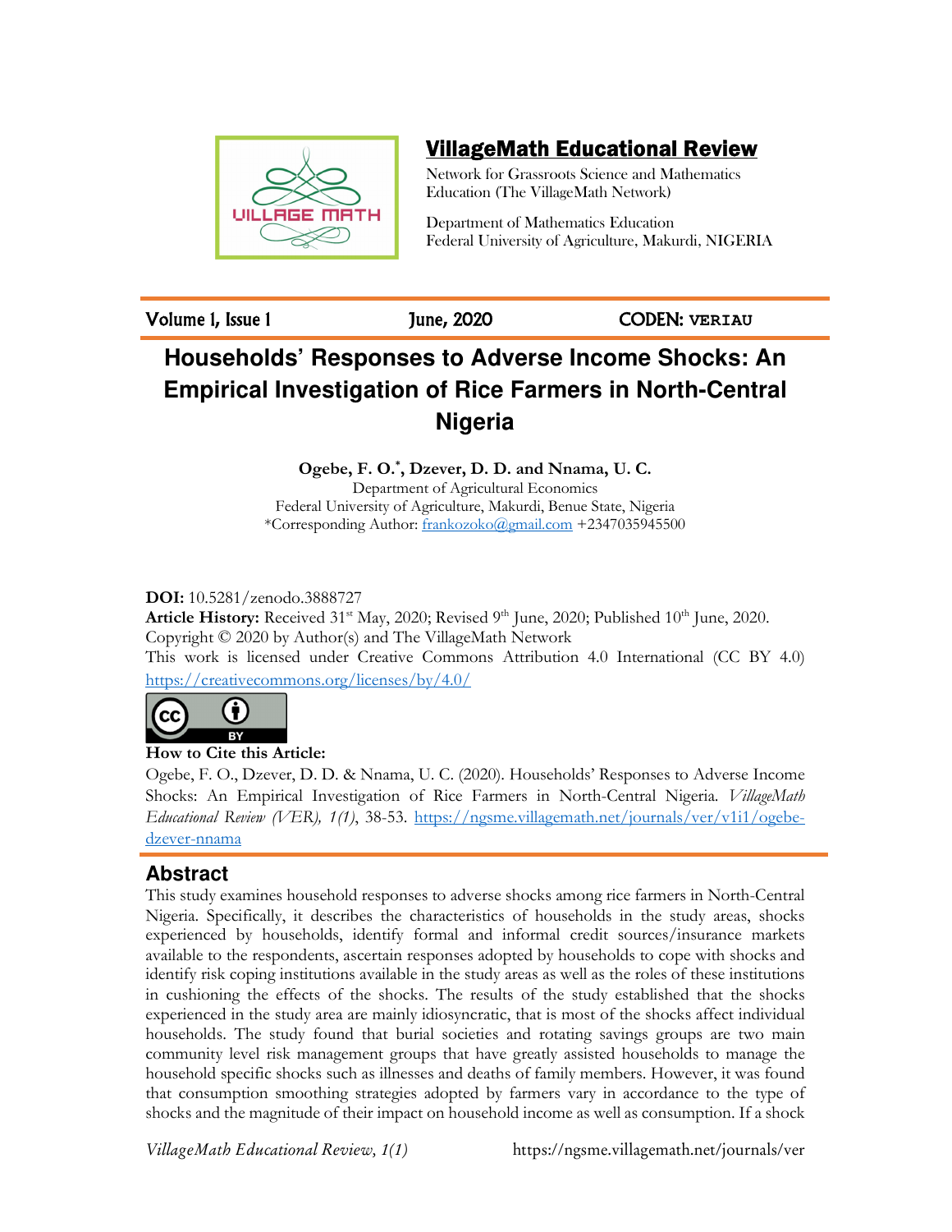**VillageMath Educational Review**

Network for Grassroots Science and Mathematics Education (The VillageMath Network)

Department of Mathematics Education
Federal University of Agriculture, Makurdi, NIGERIA

Volume 1, Issue 1 | June, 2020 | CODEN: **VERIAU**

# Households' Responses to Adverse Income Shocks: An Empirical Investigation of Rice Farmers in North-Central Nigeria

**Ogebe, F. O.*, Dzever, D. D. and Nnama, U. C.**

Department of Agricultural Economics
Federal University of Agriculture, Makurdi, Benue State, Nigeria
*Corresponding Author: frankozoko@gmail.com +2347035945500

**DOI:** 10.5281/zenodo.3888727

**Article History:** Received 31st May, 2020; Revised 9th June, 2020; Published 10th June, 2020.

Copyright © 2020 by Author(s) and The VillageMath Network

This work is licensed under Creative Commons Attribution 4.0 International (CC BY 4.0) https://creativecommons.org/licenses/by/4.0/

**How to Cite this Article:**

Ogebe, F. O., Dzever, D. D. & Nnama, U. C. (2020). Households' Responses to Adverse Income Shocks: An Empirical Investigation of Rice Farmers in North-Central Nigeria. *VillageMath Educational Review (VER), 1(1)*, 38-53. https://ngsme.villagemath.net/journals/ver/v1i1/ogebe-dzever-nnama

## Abstract

This study examines household responses to adverse shocks among rice farmers in North-Central Nigeria. Specifically, it describes the characteristics of households in the study areas, shocks experienced by households, identify formal and informal credit sources/insurance markets available to the respondents, ascertain responses adopted by households to cope with shocks and identify risk coping institutions available in the study areas as well as the roles of these institutions in cushioning the effects of the shocks. The results of the study established that the shocks experienced in the study area are mainly idiosyncratic, that is most of the shocks affect individual households. The study found that burial societies and rotating savings groups are two main community level risk management groups that have greatly assisted households to manage the household specific shocks such as illnesses and deaths of family members. However, it was found that consumption smoothing strategies adopted by farmers vary in accordance to the type of shocks and the magnitude of their impact on household income as well as consumption. If a shock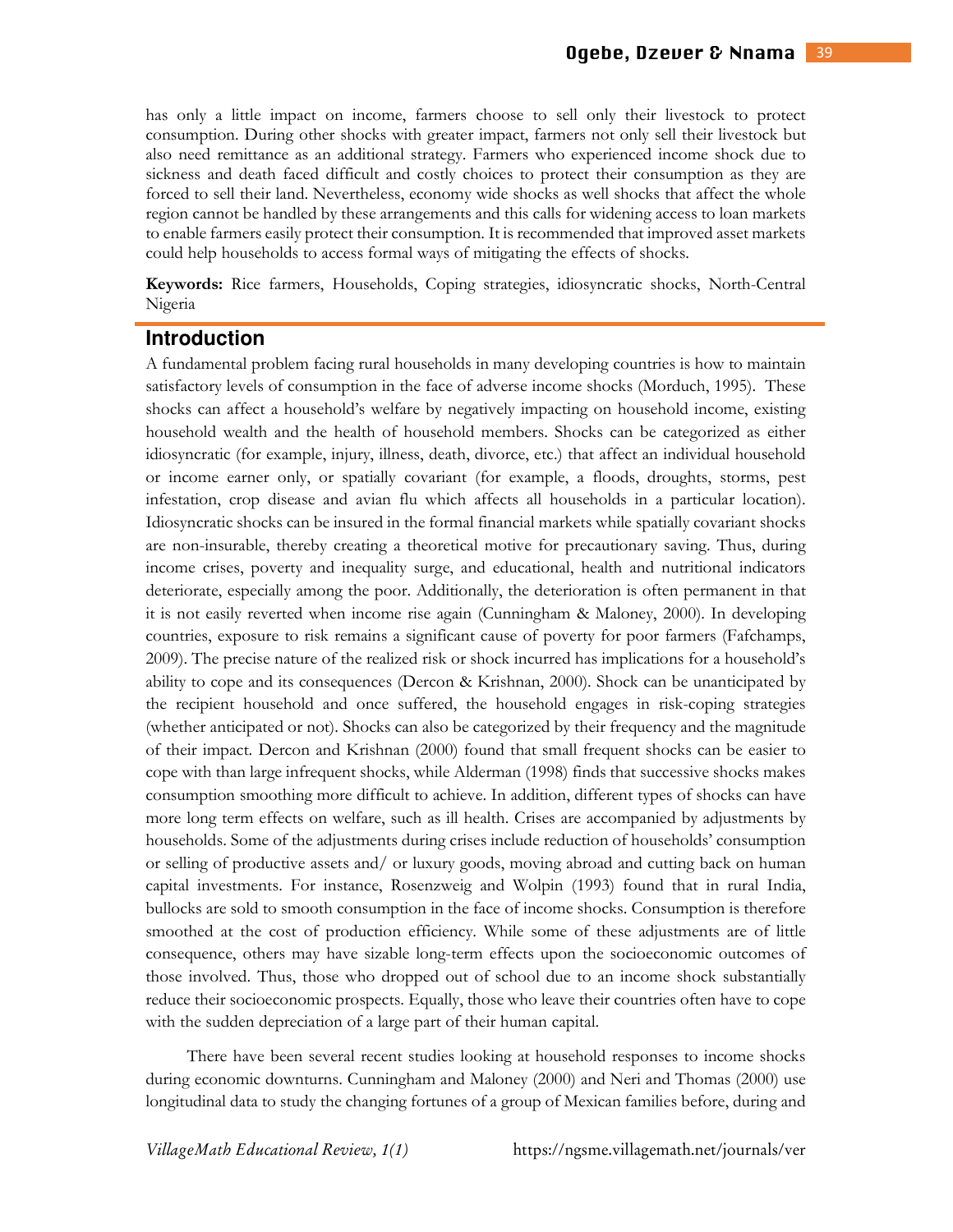has only a little impact on income, farmers choose to sell only their livestock to protect consumption. During other shocks with greater impact, farmers not only sell their livestock but also need remittance as an additional strategy. Farmers who experienced income shock due to sickness and death faced difficult and costly choices to protect their consumption as they are forced to sell their land. Nevertheless, economy wide shocks as well shocks that affect the whole region cannot be handled by these arrangements and this calls for widening access to loan markets to enable farmers easily protect their consumption. It is recommended that improved asset markets could help households to access formal ways of mitigating the effects of shocks.

**Keywords:** Rice farmers, Households, Coping strategies, idiosyncratic shocks, North-Central Nigeria

## Introduction

A fundamental problem facing rural households in many developing countries is how to maintain satisfactory levels of consumption in the face of adverse income shocks (Morduch, 1995). These shocks can affect a household's welfare by negatively impacting on household income, existing household wealth and the health of household members. Shocks can be categorized as either idiosyncratic (for example, injury, illness, death, divorce, etc.) that affect an individual household or income earner only, or spatially covariant (for example, a floods, droughts, storms, pest infestation, crop disease and avian flu which affects all households in a particular location). Idiosyncratic shocks can be insured in the formal financial markets while spatially covariant shocks are non-insurable, thereby creating a theoretical motive for precautionary saving. Thus, during income crises, poverty and inequality surge, and educational, health and nutritional indicators deteriorate, especially among the poor. Additionally, the deterioration is often permanent in that it is not easily reverted when income rise again (Cunningham & Maloney, 2000). In developing countries, exposure to risk remains a significant cause of poverty for poor farmers (Fafchamps, 2009). The precise nature of the realized risk or shock incurred has implications for a household's ability to cope and its consequences (Dercon & Krishnan, 2000). Shock can be unanticipated by the recipient household and once suffered, the household engages in risk-coping strategies (whether anticipated or not). Shocks can also be categorized by their frequency and the magnitude of their impact. Dercon and Krishnan (2000) found that small frequent shocks can be easier to cope with than large infrequent shocks, while Alderman (1998) finds that successive shocks makes consumption smoothing more difficult to achieve. In addition, different types of shocks can have more long term effects on welfare, such as ill health. Crises are accompanied by adjustments by households. Some of the adjustments during crises include reduction of households' consumption or selling of productive assets and/ or luxury goods, moving abroad and cutting back on human capital investments. For instance, Rosenzweig and Wolpin (1993) found that in rural India, bullocks are sold to smooth consumption in the face of income shocks. Consumption is therefore smoothed at the cost of production efficiency. While some of these adjustments are of little consequence, others may have sizable long-term effects upon the socioeconomic outcomes of those involved. Thus, those who dropped out of school due to an income shock substantially reduce their socioeconomic prospects. Equally, those who leave their countries often have to cope with the sudden depreciation of a large part of their human capital.

There have been several recent studies looking at household responses to income shocks during economic downturns. Cunningham and Maloney (2000) and Neri and Thomas (2000) use longitudinal data to study the changing fortunes of a group of Mexican families before, during and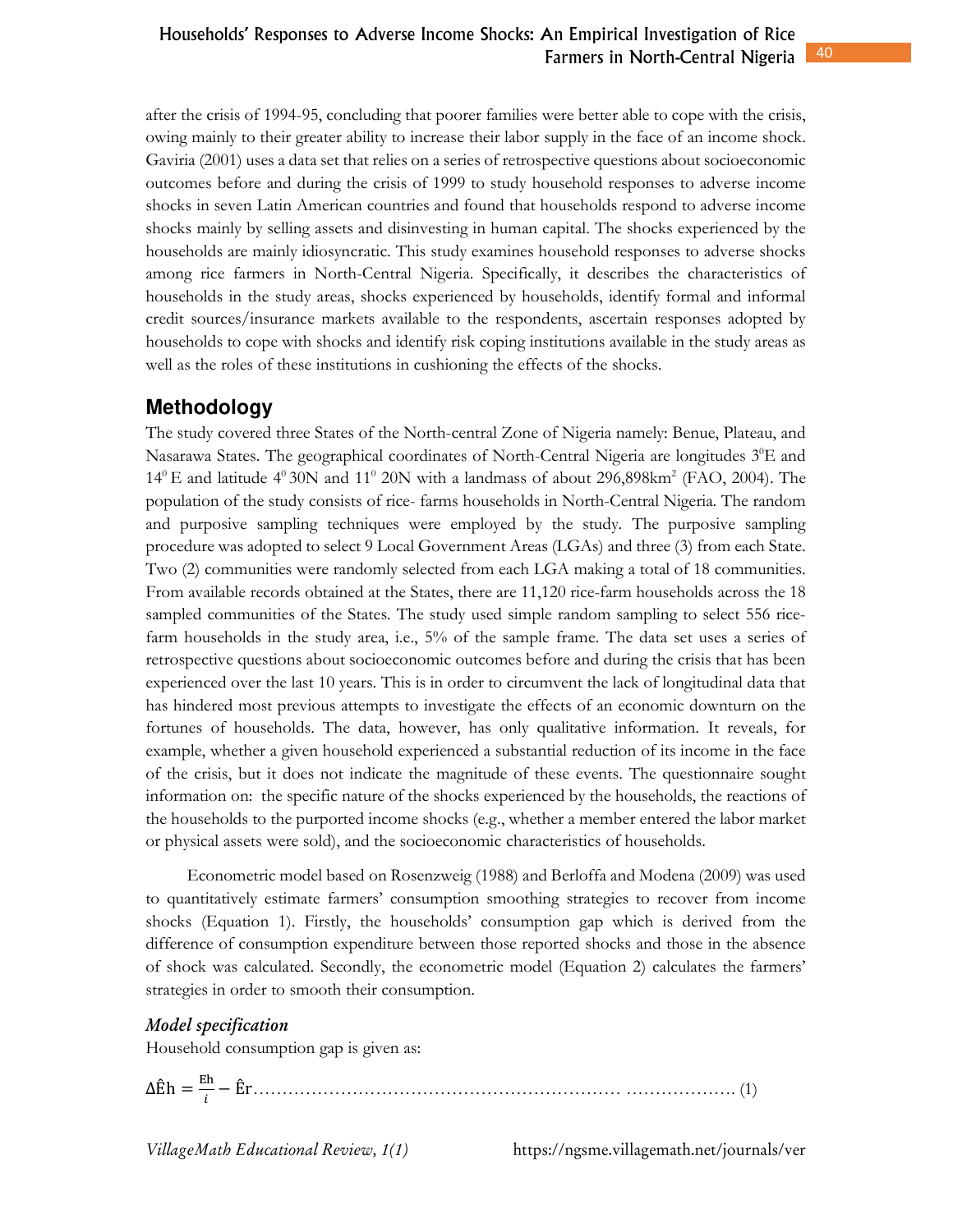after the crisis of 1994-95, concluding that poorer families were better able to cope with the crisis, owing mainly to their greater ability to increase their labor supply in the face of an income shock. Gaviria (2001) uses a data set that relies on a series of retrospective questions about socioeconomic outcomes before and during the crisis of 1999 to study household responses to adverse income shocks in seven Latin American countries and found that households respond to adverse income shocks mainly by selling assets and disinvesting in human capital. The shocks experienced by the households are mainly idiosyncratic. This study examines household responses to adverse shocks among rice farmers in North-Central Nigeria. Specifically, it describes the characteristics of households in the study areas, shocks experienced by households, identify formal and informal credit sources/insurance markets available to the respondents, ascertain responses adopted by households to cope with shocks and identify risk coping institutions available in the study areas as well as the roles of these institutions in cushioning the effects of the shocks.

## Methodology

The study covered three States of the North-central Zone of Nigeria namely: Benue, Plateau, and Nasarawa States. The geographical coordinates of North-Central Nigeria are longitudes $3^0$E and $14^0$ E and latitude $4^0$ 30N and $11^0$ 20N with a landmass of about 296,898km$^2$ (FAO, 2004). The population of the study consists of rice- farms households in North-Central Nigeria. The random and purposive sampling techniques were employed by the study. The purposive sampling procedure was adopted to select 9 Local Government Areas (LGAs) and three (3) from each State. Two (2) communities were randomly selected from each LGA making a total of 18 communities. From available records obtained at the States, there are 11,120 rice-farm households across the 18 sampled communities of the States. The study used simple random sampling to select 556 rice-farm households in the study area, i.e., 5% of the sample frame. The data set uses a series of retrospective questions about socioeconomic outcomes before and during the crisis that has been experienced over the last 10 years. This is in order to circumvent the lack of longitudinal data that has hindered most previous attempts to investigate the effects of an economic downturn on the fortunes of households. The data, however, has only qualitative information. It reveals, for example, whether a given household experienced a substantial reduction of its income in the face of the crisis, but it does not indicate the magnitude of these events. The questionnaire sought information on: the specific nature of the shocks experienced by the households, the reactions of the households to the purported income shocks (e.g., whether a member entered the labor market or physical assets were sold), and the socioeconomic characteristics of households.

Econometric model based on Rosenzweig (1988) and Berloffa and Modena (2009) was used to quantitatively estimate farmers' consumption smoothing strategies to recover from income shocks (Equation 1). Firstly, the households' consumption gap which is derived from the difference of consumption expenditure between those reported shocks and those in the absence of shock was calculated. Secondly, the econometric model (Equation 2) calculates the farmers' strategies in order to smooth their consumption.

### *Model specification*

Household consumption gap is given as:

$$\Delta \hat{E}h = \frac{Eh}{i} - \hat{E}r \qquad (1)$$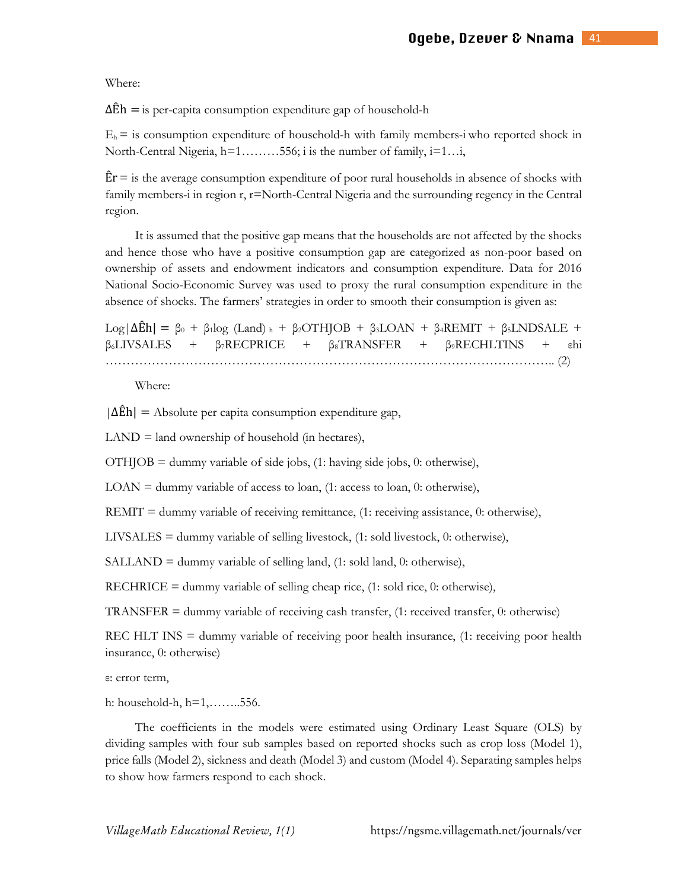Where:

$\Delta\hat{E}h =$ is per-capita consumption expenditure gap of household-h

$E_h$ = is consumption expenditure of household-h with family members-i who reported shock in North-Central Nigeria, h=1………556; i is the number of family, i=1…i,

$\hat{E}r$ = is the average consumption expenditure of poor rural households in absence of shocks with family members-i in region r, r=North-Central Nigeria and the surrounding regency in the Central region.

It is assumed that the positive gap means that the households are not affected by the shocks and hence those who have a positive consumption gap are categorized as non-poor based on ownership of assets and endowment indicators and consumption expenditure. Data for 2016 National Socio-Economic Survey was used to proxy the rural consumption expenditure in the absence of shocks. The farmers' strategies in order to smooth their consumption is given as:

$$\text{Log}|\Delta\hat{E}h| = \beta_0 + \beta_1 \log(\text{Land})_h + \beta_2\text{OTHJOB} + \beta_3\text{LOAN} + \beta_4\text{REMIT} + \beta_5\text{LNDSALE} + \beta_6\text{LIVSALES} + \beta_7\text{RECPRICE} + \beta_8\text{TRANSFER} + \beta_9\text{RECHLTINS} + \varepsilon hi \quad \ldots\ldots (2)$$

Where:

$|\Delta\hat{E}h| =$ Absolute per capita consumption expenditure gap,

LAND = land ownership of household (in hectares),

OTHJOB = dummy variable of side jobs, (1: having side jobs, 0: otherwise),

LOAN = dummy variable of access to loan, (1: access to loan, 0: otherwise),

REMIT = dummy variable of receiving remittance, (1: receiving assistance, 0: otherwise),

LIVSALES = dummy variable of selling livestock, (1: sold livestock, 0: otherwise),

SALLAND = dummy variable of selling land, (1: sold land, 0: otherwise),

RECHRICE = dummy variable of selling cheap rice, (1: sold rice, 0: otherwise),

TRANSFER = dummy variable of receiving cash transfer, (1: received transfer, 0: otherwise)

REC HLT INS = dummy variable of receiving poor health insurance, (1: receiving poor health insurance, 0: otherwise)

ε: error term,

h: household-h, h=1,……..556.

The coefficients in the models were estimated using Ordinary Least Square (OLS) by dividing samples with four sub samples based on reported shocks such as crop loss (Model 1), price falls (Model 2), sickness and death (Model 3) and custom (Model 4). Separating samples helps to show how farmers respond to each shock.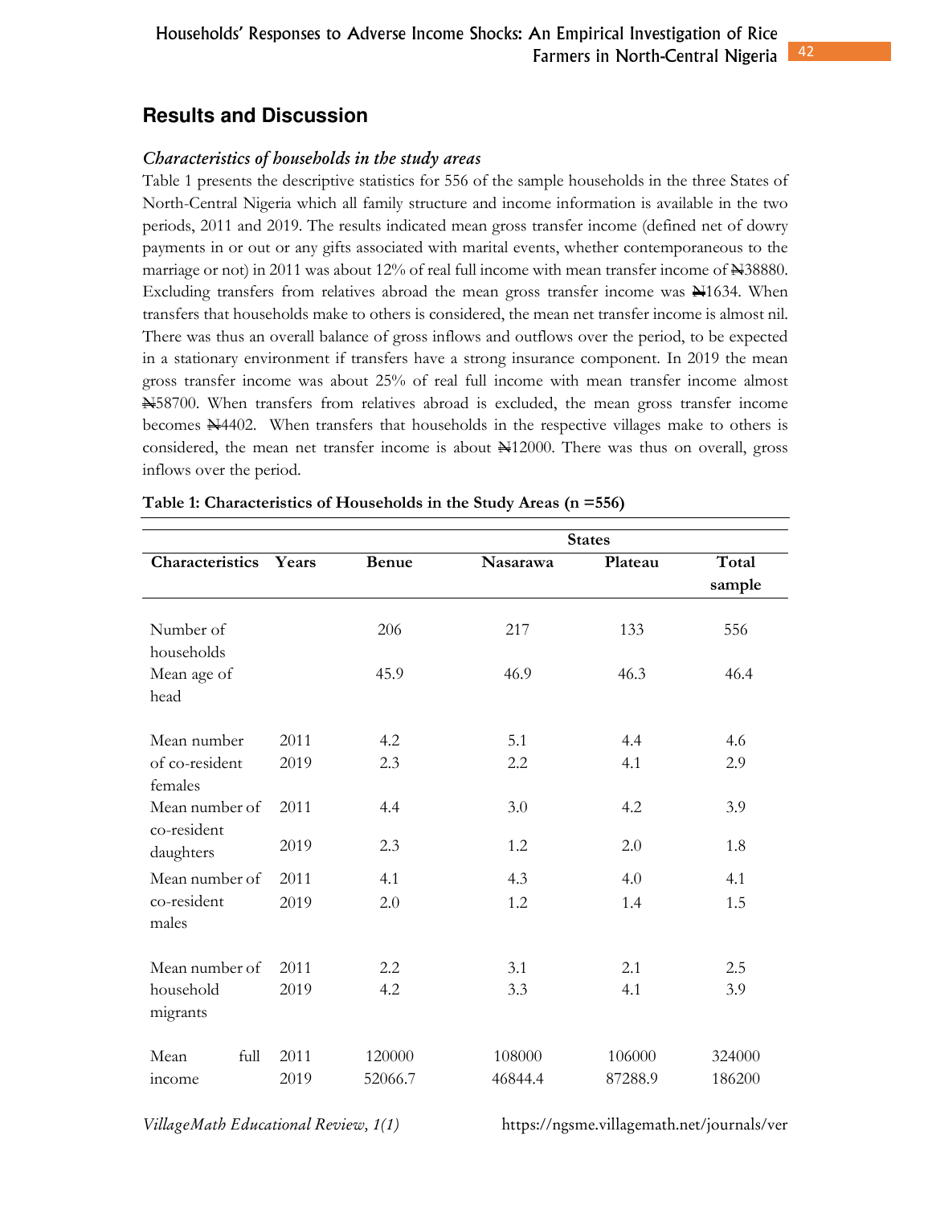## Results and Discussion

### *Characteristics of households in the study areas*

Table 1 presents the descriptive statistics for 556 of the sample households in the three States of North-Central Nigeria which all family structure and income information is available in the two periods, 2011 and 2019. The results indicated mean gross transfer income (defined net of dowry payments in or out or any gifts associated with marital events, whether contemporaneous to the marriage or not) in 2011 was about 12% of real full income with mean transfer income of ₦38880. Excluding transfers from relatives abroad the mean gross transfer income was ₦1634. When transfers that households make to others is considered, the mean net transfer income is almost nil. There was thus an overall balance of gross inflows and outflows over the period, to be expected in a stationary environment if transfers have a strong insurance component. In 2019 the mean gross transfer income was about 25% of real full income with mean transfer income almost ₦58700. When transfers from relatives abroad is excluded, the mean gross transfer income becomes ₦4402. When transfers that households in the respective villages make to others is considered, the mean net transfer income is about ₦12000. There was thus on overall, gross inflows over the period.

**Table 1: Characteristics of Households in the Study Areas (n =556)**

| | | States | | | |
|---|---|---|---|---|---|
| **Characteristics** | **Years** | **Benue** | **Nasarawa** | **Plateau** | **Total sample** |
| Number of households | | 206 | 217 | 133 | 556 |
| Mean age of head | | 45.9 | 46.9 | 46.3 | 46.4 |
| Mean number of co-resident females | 2011 | 4.2 | 5.1 | 4.4 | 4.6 |
| | 2019 | 2.3 | 2.2 | 4.1 | 2.9 |
| Mean number of co-resident daughters | 2011 | 4.4 | 3.0 | 4.2 | 3.9 |
| | 2019 | 2.3 | 1.2 | 2.0 | 1.8 |
| Mean number of co-resident males | 2011 | 4.1 | 4.3 | 4.0 | 4.1 |
| | 2019 | 2.0 | 1.2 | 1.4 | 1.5 |
| Mean number of household migrants | 2011 | 2.2 | 3.1 | 2.1 | 2.5 |
| | 2019 | 4.2 | 3.3 | 4.1 | 3.9 |
| Mean full income | 2011 | 120000 | 108000 | 106000 | 324000 |
| | 2019 | 52066.7 | 46844.4 | 87288.9 | 186200 |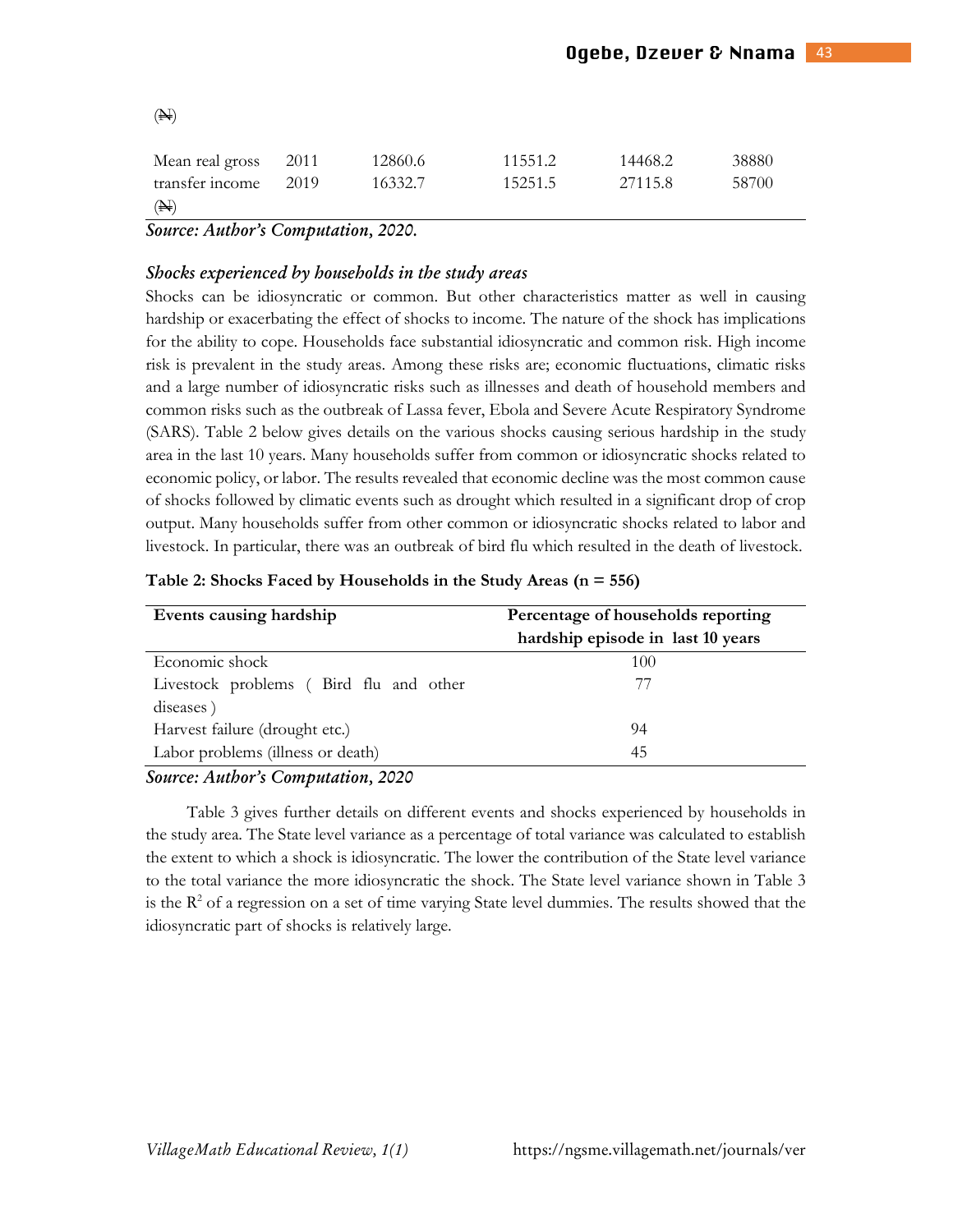| | | | | | |
|---|---|---|---|---|---|
| (₦) | | | | | |
| Mean real gross transfer income (₦) | 2011 | 12860.6 | 11551.2 | 14468.2 | 38880 |
| | 2019 | 16332.7 | 15251.5 | 27115.8 | 58700 |

***Source: Author's Computation, 2020.***

### *Shocks experienced by households in the study areas*

Shocks can be idiosyncratic or common. But other characteristics matter as well in causing hardship or exacerbating the effect of shocks to income. The nature of the shock has implications for the ability to cope. Households face substantial idiosyncratic and common risk. High income risk is prevalent in the study areas. Among these risks are; economic fluctuations, climatic risks and a large number of idiosyncratic risks such as illnesses and death of household members and common risks such as the outbreak of Lassa fever, Ebola and Severe Acute Respiratory Syndrome (SARS). Table 2 below gives details on the various shocks causing serious hardship in the study area in the last 10 years. Many households suffer from common or idiosyncratic shocks related to economic policy, or labor. The results revealed that economic decline was the most common cause of shocks followed by climatic events such as drought which resulted in a significant drop of crop output. Many households suffer from other common or idiosyncratic shocks related to labor and livestock. In particular, there was an outbreak of bird flu which resulted in the death of livestock.

**Table 2: Shocks Faced by Households in the Study Areas (n = 556)**

| Events causing hardship | Percentage of households reporting hardship episode in last 10 years |
|---|---|
| Economic shock | 100 |
| Livestock problems ( Bird flu and other diseases ) | 77 |
| Harvest failure (drought etc.) | 94 |
| Labor problems (illness or death) | 45 |

***Source: Author's Computation, 2020***

Table 3 gives further details on different events and shocks experienced by households in the study area. The State level variance as a percentage of total variance was calculated to establish the extent to which a shock is idiosyncratic. The lower the contribution of the State level variance to the total variance the more idiosyncratic the shock. The State level variance shown in Table 3 is the $R^2$ of a regression on a set of time varying State level dummies. The results showed that the idiosyncratic part of shocks is relatively large.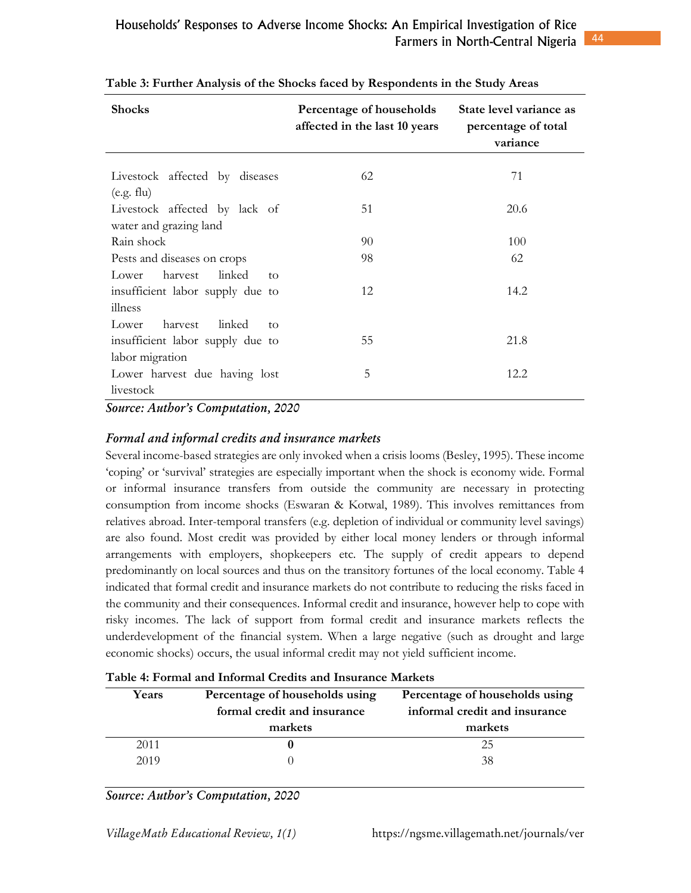**Table 3: Further Analysis of the Shocks faced by Respondents in the Study Areas**

| Shocks | Percentage of households affected in the last 10 years | State level variance as percentage of total variance |
|---|---|---|
| Livestock affected by diseases (e.g. flu) | 62 | 71 |
| Livestock affected by lack of water and grazing land | 51 | 20.6 |
| Rain shock | 90 | 100 |
| Pests and diseases on crops | 98 | 62 |
| Lower harvest linked to insufficient labor supply due to illness | 12 | 14.2 |
| Lower harvest linked to insufficient labor supply due to labor migration | 55 | 21.8 |
| Lower harvest due having lost livestock | 5 | 12.2 |

*Source: Author's Computation, 2020*

### *Formal and informal credits and insurance markets*

Several income-based strategies are only invoked when a crisis looms (Besley, 1995). These income 'coping' or 'survival' strategies are especially important when the shock is economy wide. Formal or informal insurance transfers from outside the community are necessary in protecting consumption from income shocks (Eswaran & Kotwal, 1989). This involves remittances from relatives abroad. Inter-temporal transfers (e.g. depletion of individual or community level savings) are also found. Most credit was provided by either local money lenders or through informal arrangements with employers, shopkeepers etc. The supply of credit appears to depend predominantly on local sources and thus on the transitory fortunes of the local economy. Table 4 indicated that formal credit and insurance markets do not contribute to reducing the risks faced in the community and their consequences. Informal credit and insurance, however help to cope with risky incomes. The lack of support from formal credit and insurance markets reflects the underdevelopment of the financial system. When a large negative (such as drought and large economic shocks) occurs, the usual informal credit may not yield sufficient income.

**Table 4: Formal and Informal Credits and Insurance Markets**

| Years | Percentage of households using formal credit and insurance markets | Percentage of households using informal credit and insurance markets |
|---|---|---|
| 2011 | **0** | 25 |
| 2019 | 0 | 38 |

*Source: Author's Computation, 2020*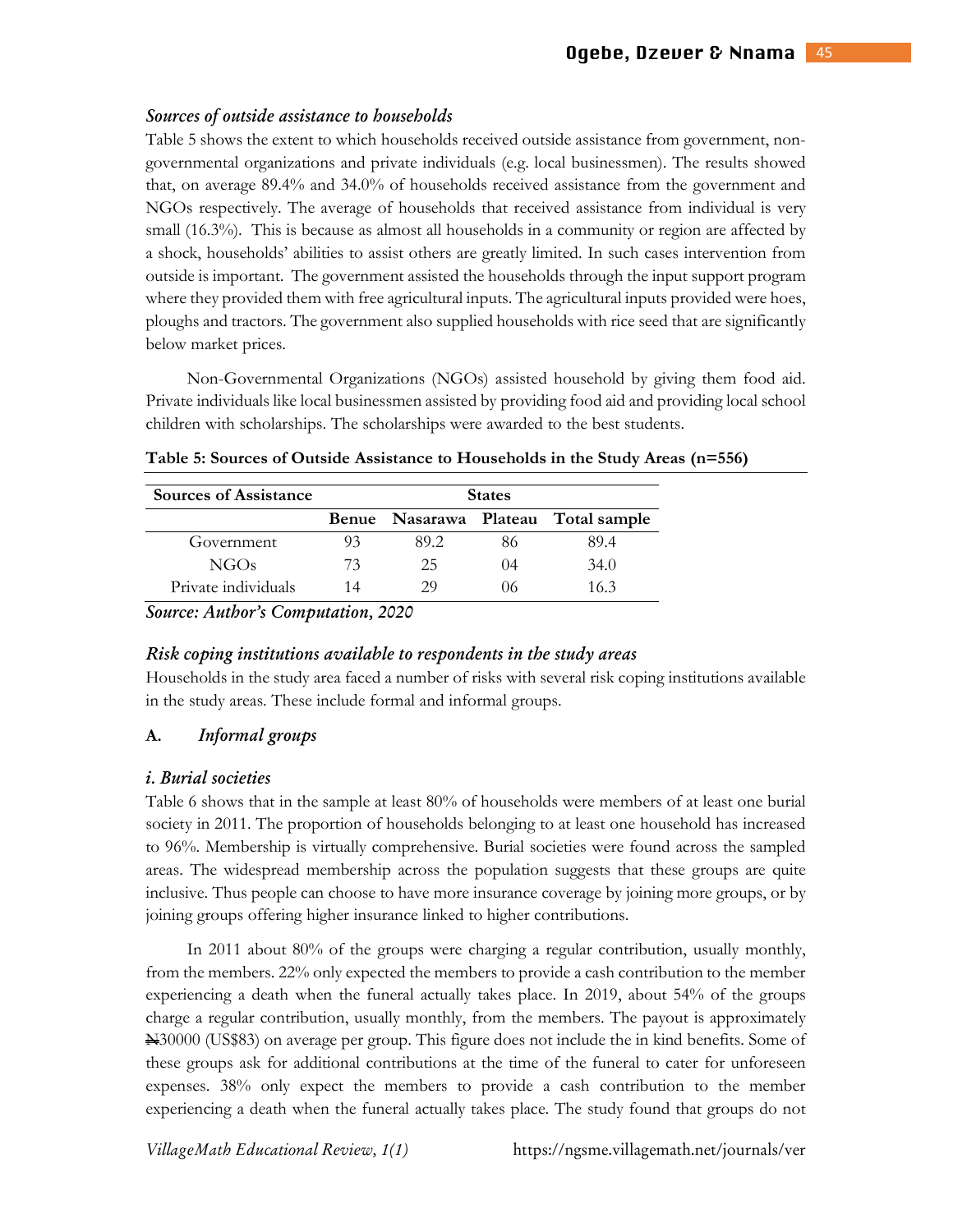### *Sources of outside assistance to households*

Table 5 shows the extent to which households received outside assistance from government, non-governmental organizations and private individuals (e.g. local businessmen). The results showed that, on average 89.4% and 34.0% of households received assistance from the government and NGOs respectively. The average of households that received assistance from individual is very small (16.3%). This is because as almost all households in a community or region are affected by a shock, households' abilities to assist others are greatly limited. In such cases intervention from outside is important. The government assisted the households through the input support program where they provided them with free agricultural inputs. The agricultural inputs provided were hoes, ploughs and tractors. The government also supplied households with rice seed that are significantly below market prices.

Non-Governmental Organizations (NGOs) assisted household by giving them food aid. Private individuals like local businessmen assisted by providing food aid and providing local school children with scholarships. The scholarships were awarded to the best students.

**Table 5: Sources of Outside Assistance to Households in the Study Areas (n=556)**

| Sources of Assistance | States | | | |
|---|---|---|---|---|
| | **Benue** | **Nasarawa** | **Plateau** | **Total sample** |
| Government | 93 | 89.2 | 86 | 89.4 |
| NGOs | 73 | 25 | 04 | 34.0 |
| Private individuals | 14 | 29 | 06 | 16.3 |

*Source: Author's Computation, 2020*

### *Risk coping institutions available to respondents in the study areas*

Households in the study area faced a number of risks with several risk coping institutions available in the study areas. These include formal and informal groups.

#### A. *Informal groups*

#### *i. Burial societies*

Table 6 shows that in the sample at least 80% of households were members of at least one burial society in 2011. The proportion of households belonging to at least one household has increased to 96%. Membership is virtually comprehensive. Burial societies were found across the sampled areas. The widespread membership across the population suggests that these groups are quite inclusive. Thus people can choose to have more insurance coverage by joining more groups, or by joining groups offering higher insurance linked to higher contributions.

In 2011 about 80% of the groups were charging a regular contribution, usually monthly, from the members. 22% only expected the members to provide a cash contribution to the member experiencing a death when the funeral actually takes place. In 2019, about 54% of the groups charge a regular contribution, usually monthly, from the members. The payout is approximately ₦30000 (US$83) on average per group. This figure does not include the in kind benefits. Some of these groups ask for additional contributions at the time of the funeral to cater for unforeseen expenses. 38% only expect the members to provide a cash contribution to the member experiencing a death when the funeral actually takes place. The study found that groups do not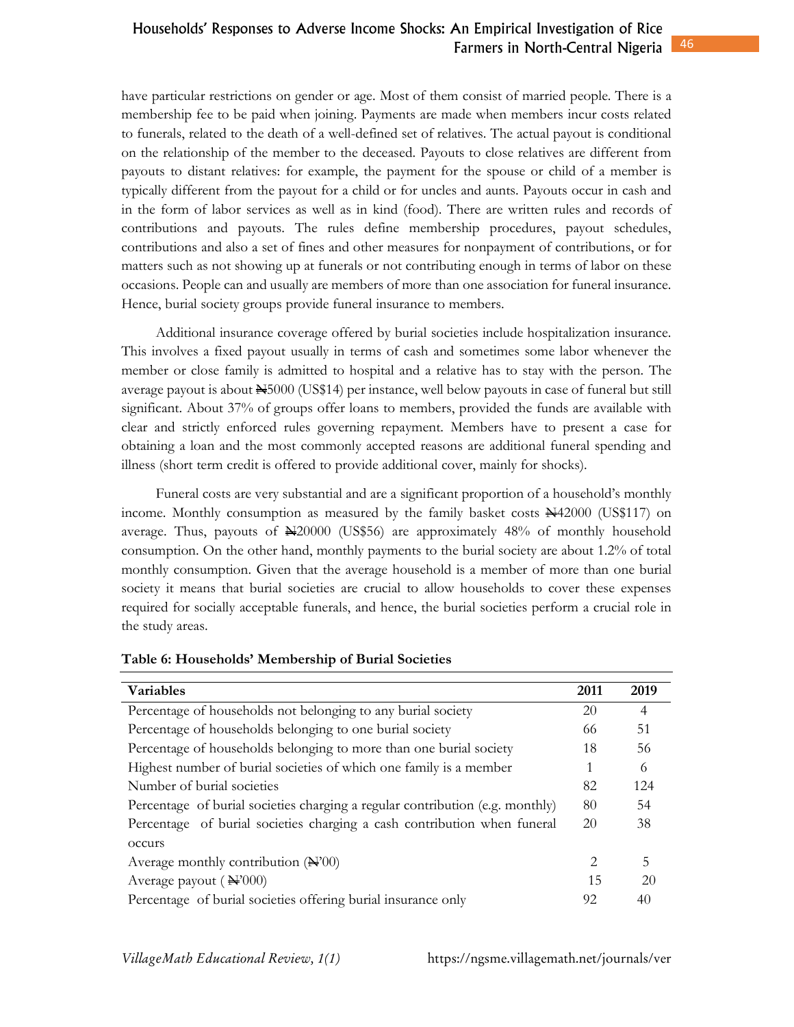have particular restrictions on gender or age. Most of them consist of married people. There is a membership fee to be paid when joining. Payments are made when members incur costs related to funerals, related to the death of a well-defined set of relatives. The actual payout is conditional on the relationship of the member to the deceased. Payouts to close relatives are different from payouts to distant relatives: for example, the payment for the spouse or child of a member is typically different from the payout for a child or for uncles and aunts. Payouts occur in cash and in the form of labor services as well as in kind (food). There are written rules and records of contributions and payouts. The rules define membership procedures, payout schedules, contributions and also a set of fines and other measures for nonpayment of contributions, or for matters such as not showing up at funerals or not contributing enough in terms of labor on these occasions. People can and usually are members of more than one association for funeral insurance. Hence, burial society groups provide funeral insurance to members.

Additional insurance coverage offered by burial societies include hospitalization insurance. This involves a fixed payout usually in terms of cash and sometimes some labor whenever the member or close family is admitted to hospital and a relative has to stay with the person. The average payout is about ₦5000 (US$14) per instance, well below payouts in case of funeral but still significant. About 37% of groups offer loans to members, provided the funds are available with clear and strictly enforced rules governing repayment. Members have to present a case for obtaining a loan and the most commonly accepted reasons are additional funeral spending and illness (short term credit is offered to provide additional cover, mainly for shocks).

Funeral costs are very substantial and are a significant proportion of a household's monthly income. Monthly consumption as measured by the family basket costs ₦42000 (US$117) on average. Thus, payouts of ₦20000 (US$56) are approximately 48% of monthly household consumption. On the other hand, monthly payments to the burial society are about 1.2% of total monthly consumption. Given that the average household is a member of more than one burial society it means that burial societies are crucial to allow households to cover these expenses required for socially acceptable funerals, and hence, the burial societies perform a crucial role in the study areas.

**Table 6: Households' Membership of Burial Societies**

| Variables | 2011 | 2019 |
|---|---|---|
| Percentage of households not belonging to any burial society | 20 | 4 |
| Percentage of households belonging to one burial society | 66 | 51 |
| Percentage of households belonging to more than one burial society | 18 | 56 |
| Highest number of burial societies of which one family is a member | 1 | 6 |
| Number of burial societies | 82 | 124 |
| Percentage of burial societies charging a regular contribution (e.g. monthly) | 80 | 54 |
| Percentage of burial societies charging a cash contribution when funeral occurs | 20 | 38 |
| Average monthly contribution (₦'00) | 2 | 5 |
| Average payout (₦'000) | 15 | 20 |
| Percentage of burial societies offering burial insurance only | 92 | 40 |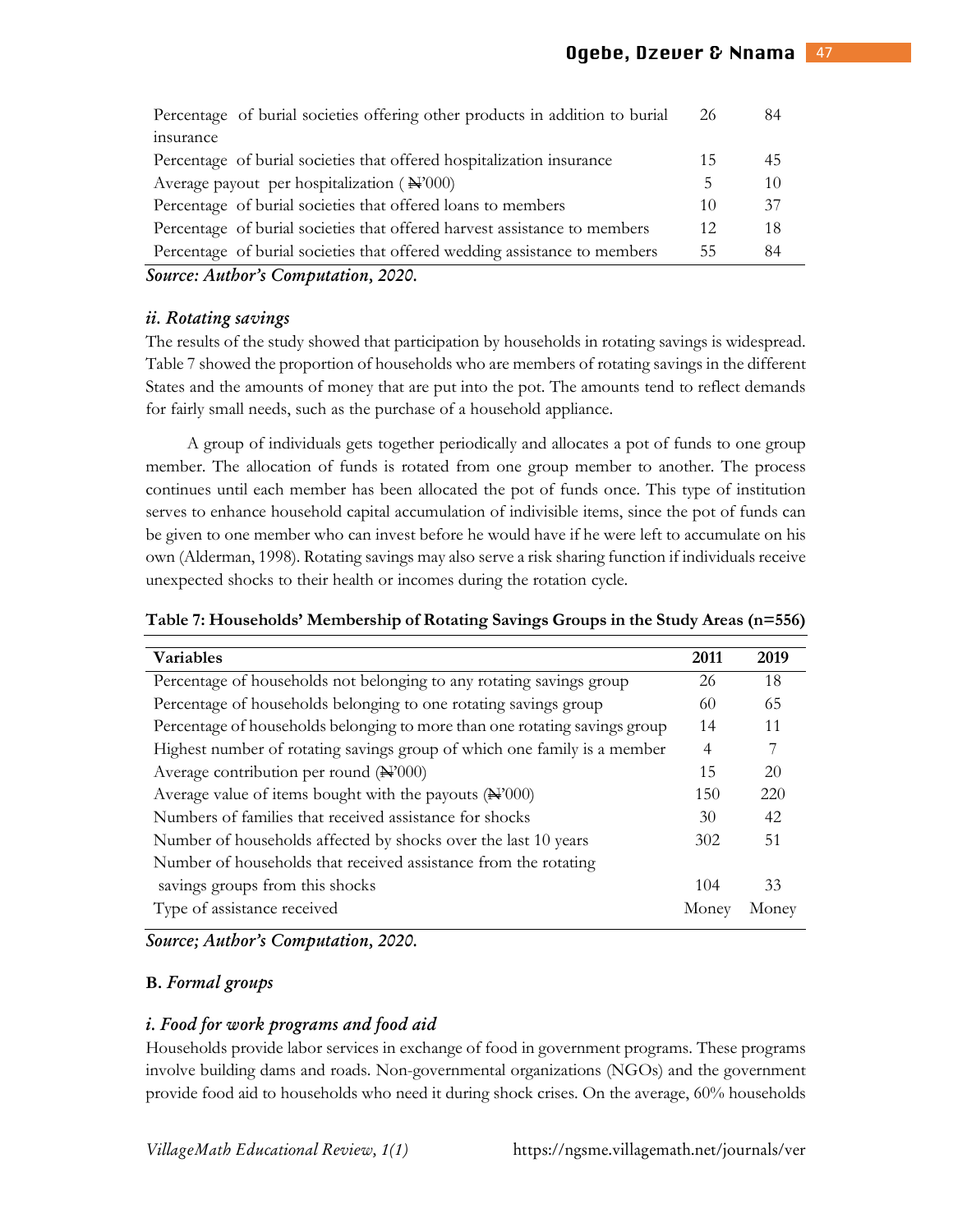| | | |
|---|---|---|
| Percentage of burial societies offering other products in addition to burial insurance | 26 | 84 |
| Percentage of burial societies that offered hospitalization insurance | 15 | 45 |
| Average payout per hospitalization (₦'000) | 5 | 10 |
| Percentage of burial societies that offered loans to members | 10 | 37 |
| Percentage of burial societies that offered harvest assistance to members | 12 | 18 |
| Percentage of burial societies that offered wedding assistance to members | 55 | 84 |

*Source: Author's Computation, 2020.*

### *ii. Rotating savings*

The results of the study showed that participation by households in rotating savings is widespread. Table 7 showed the proportion of households who are members of rotating savings in the different States and the amounts of money that are put into the pot. The amounts tend to reflect demands for fairly small needs, such as the purchase of a household appliance.

A group of individuals gets together periodically and allocates a pot of funds to one group member. The allocation of funds is rotated from one group member to another. The process continues until each member has been allocated the pot of funds once. This type of institution serves to enhance household capital accumulation of indivisible items, since the pot of funds can be given to one member who can invest before he would have if he were left to accumulate on his own (Alderman, 1998). Rotating savings may also serve a risk sharing function if individuals receive unexpected shocks to their health or incomes during the rotation cycle.

**Table 7: Households' Membership of Rotating Savings Groups in the Study Areas (n=556)**

| Variables | 2011 | 2019 |
|---|---|---|
| Percentage of households not belonging to any rotating savings group | 26 | 18 |
| Percentage of households belonging to one rotating savings group | 60 | 65 |
| Percentage of households belonging to more than one rotating savings group | 14 | 11 |
| Highest number of rotating savings group of which one family is a member | 4 | 7 |
| Average contribution per round (₦'000) | 15 | 20 |
| Average value of items bought with the payouts (₦'000) | 150 | 220 |
| Numbers of families that received assistance for shocks | 30 | 42 |
| Number of households affected by shocks over the last 10 years | 302 | 51 |
| Number of households that received assistance from the rotating savings groups from this shocks | 104 | 33 |
| Type of assistance received | Money | Money |

*Source; Author's Computation, 2020.*

### B. *Formal groups*

### *i. Food for work programs and food aid*

Households provide labor services in exchange of food in government programs. These programs involve building dams and roads. Non-governmental organizations (NGOs) and the government provide food aid to households who need it during shock crises. On the average, 60% households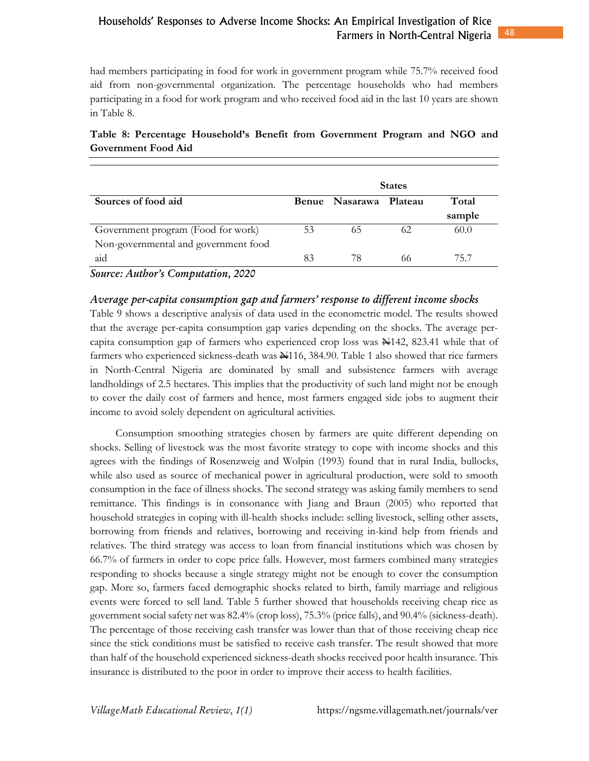had members participating in food for work in government program while 75.7% received food aid from non-governmental organization. The percentage households who had members participating in a food for work program and who received food aid in the last 10 years are shown in Table 8.

**Table 8: Percentage Household's Benefit from Government Program and NGO and Government Food Aid**

| | States | | | |
|---|---|---|---|---|
| **Sources of food aid** | **Benue** | **Nasarawa** | **Plateau** | **Total sample** |
| Government program (Food for work) | 53 | 65 | 62 | 60.0 |
| Non-governmental and government food aid | 83 | 78 | 66 | 75.7 |

***Source: Author's Computation, 2020***

### *Average per-capita consumption gap and farmers' response to different income shocks*

Table 9 shows a descriptive analysis of data used in the econometric model. The results showed that the average per-capita consumption gap varies depending on the shocks. The average per-capita consumption gap of farmers who experienced crop loss was ₦142, 823.41 while that of farmers who experienced sickness-death was ₦116, 384.90. Table 1 also showed that rice farmers in North-Central Nigeria are dominated by small and subsistence farmers with average landholdings of 2.5 hectares. This implies that the productivity of such land might not be enough to cover the daily cost of farmers and hence, most farmers engaged side jobs to augment their income to avoid solely dependent on agricultural activities.

Consumption smoothing strategies chosen by farmers are quite different depending on shocks. Selling of livestock was the most favorite strategy to cope with income shocks and this agrees with the findings of Rosenzweig and Wolpin (1993) found that in rural India, bullocks, while also used as source of mechanical power in agricultural production, were sold to smooth consumption in the face of illness shocks. The second strategy was asking family members to send remittance. This findings is in consonance with Jiang and Braun (2005) who reported that household strategies in coping with ill-health shocks include: selling livestock, selling other assets, borrowing from friends and relatives, borrowing and receiving in-kind help from friends and relatives. The third strategy was access to loan from financial institutions which was chosen by 66.7% of farmers in order to cope price falls. However, most farmers combined many strategies responding to shocks because a single strategy might not be enough to cover the consumption gap. More so, farmers faced demographic shocks related to birth, family marriage and religious events were forced to sell land. Table 5 further showed that households receiving cheap rice as government social safety net was 82.4% (crop loss), 75.3% (price falls), and 90.4% (sickness-death). The percentage of those receiving cash transfer was lower than that of those receiving cheap rice since the stick conditions must be satisfied to receive cash transfer. The result showed that more than half of the household experienced sickness-death shocks received poor health insurance. This insurance is distributed to the poor in order to improve their access to health facilities.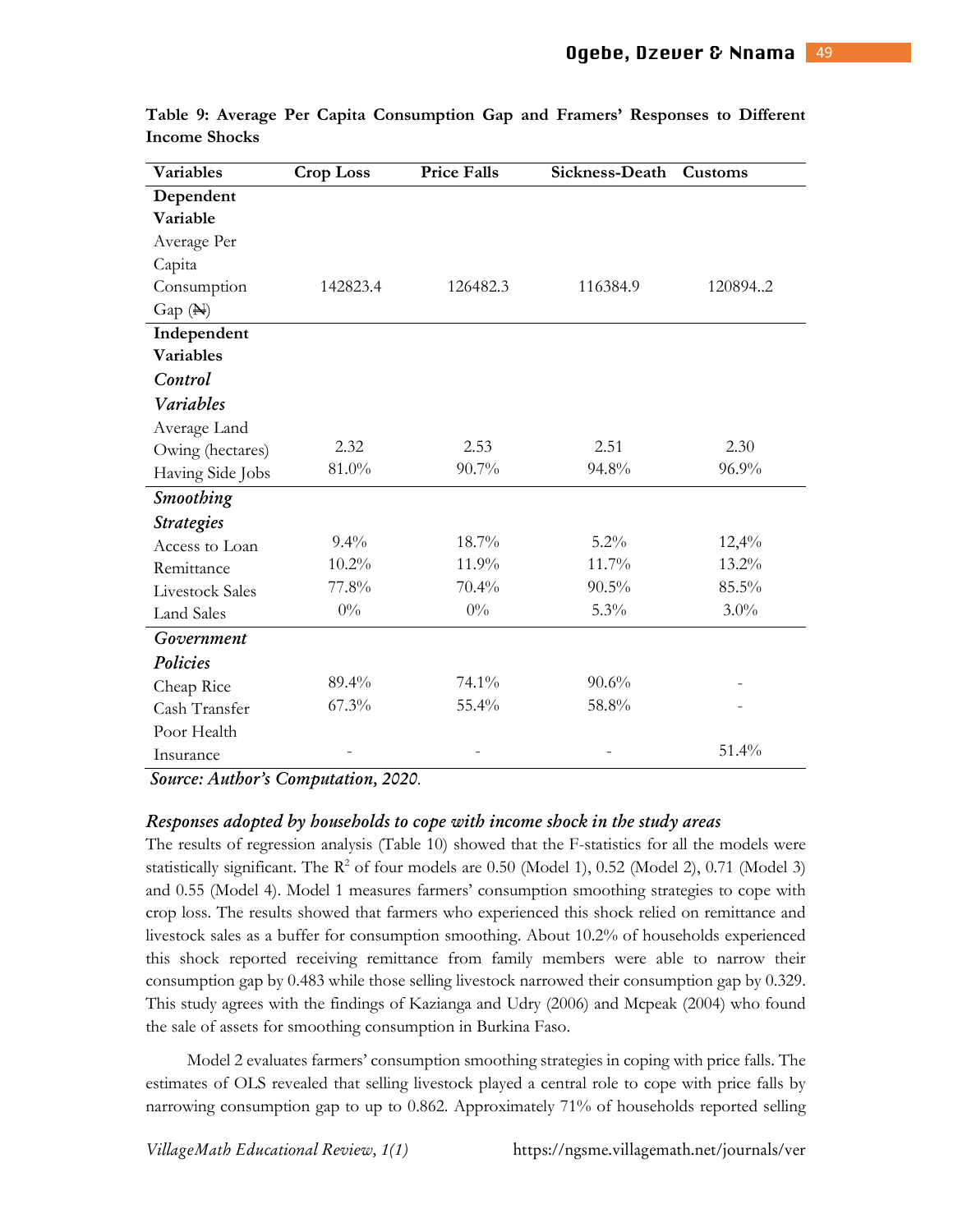**Table 9: Average Per Capita Consumption Gap and Framers' Responses to Different Income Shocks**

| Variables | Crop Loss | Price Falls | Sickness-Death | Customs |
|---|---|---|---|---|
| **Dependent Variable** | | | | |
| Average Per Capita Consumption Gap (₦) | 142823.4 | 126482.3 | 116384.9 | 120894..2 |
| **Independent Variables** | | | | |
| ***Control Variables*** | | | | |
| Average Land Owing (hectares) | 2.32 | 2.53 | 2.51 | 2.30 |
| Having Side Jobs | 81.0% | 90.7% | 94.8% | 96.9% |
| ***Smoothing Strategies*** | | | | |
| Access to Loan | 9.4% | 18.7% | 5.2% | 12,4% |
| Remittance | 10.2% | 11.9% | 11.7% | 13.2% |
| Livestock Sales | 77.8% | 70.4% | 90.5% | 85.5% |
| Land Sales | 0% | 0% | 5.3% | 3.0% |
| ***Government Policies*** | | | | |
| Cheap Rice | 89.4% | 74.1% | 90.6% | - |
| Cash Transfer | 67.3% | 55.4% | 58.8% | - |
| Poor Health Insurance | - | - | - | 51.4% |

***Source: Author's Computation, 2020.***

### *Responses adopted by households to cope with income shock in the study areas*

The results of regression analysis (Table 10) showed that the F-statistics for all the models were statistically significant. The $R^2$ of four models are 0.50 (Model 1), 0.52 (Model 2), 0.71 (Model 3) and 0.55 (Model 4). Model 1 measures farmers' consumption smoothing strategies to cope with crop loss. The results showed that farmers who experienced this shock relied on remittance and livestock sales as a buffer for consumption smoothing. About 10.2% of households experienced this shock reported receiving remittance from family members were able to narrow their consumption gap by 0.483 while those selling livestock narrowed their consumption gap by 0.329. This study agrees with the findings of Kazianga and Udry (2006) and Mcpeak (2004) who found the sale of assets for smoothing consumption in Burkina Faso.

Model 2 evaluates farmers' consumption smoothing strategies in coping with price falls. The estimates of OLS revealed that selling livestock played a central role to cope with price falls by narrowing consumption gap to up to 0.862. Approximately 71% of households reported selling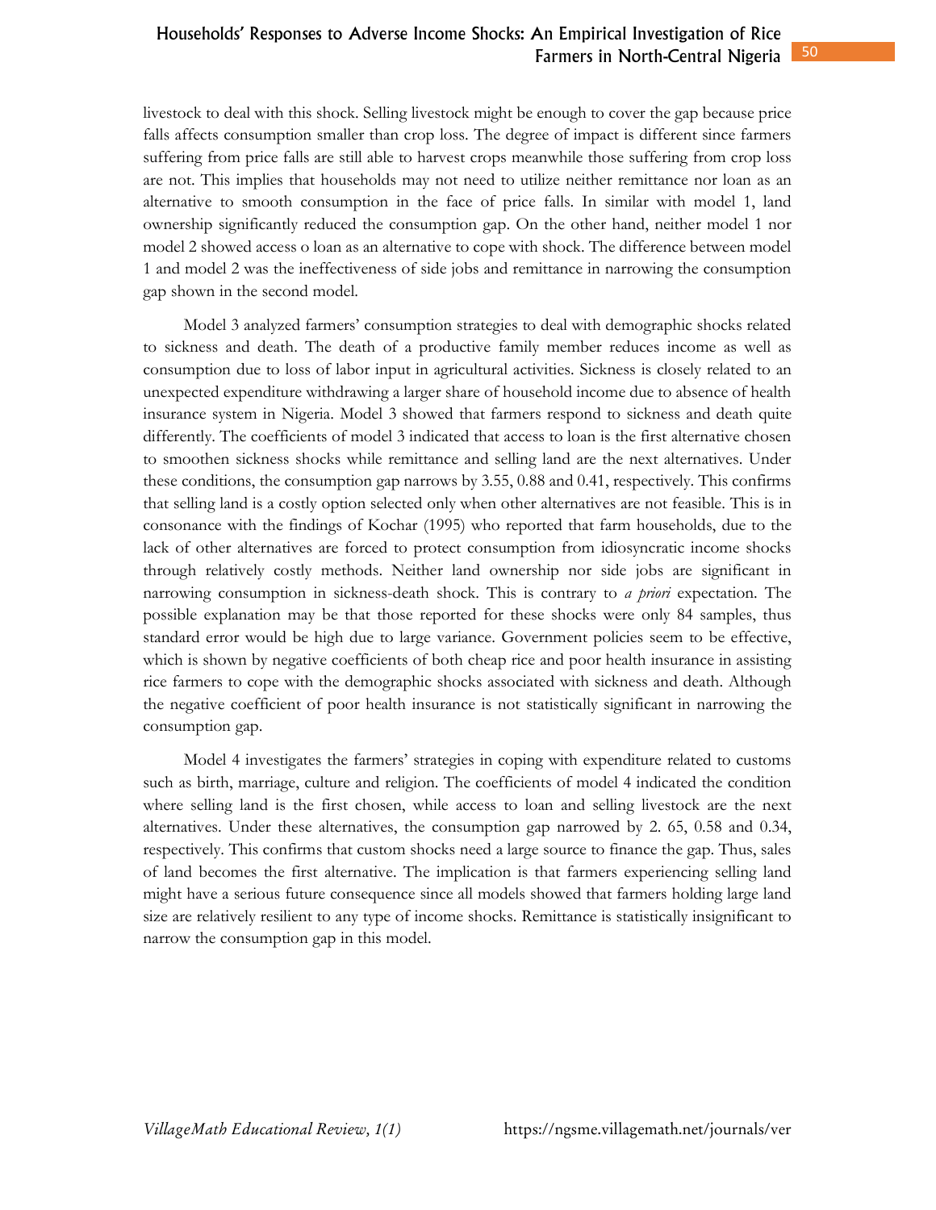livestock to deal with this shock. Selling livestock might be enough to cover the gap because price falls affects consumption smaller than crop loss. The degree of impact is different since farmers suffering from price falls are still able to harvest crops meanwhile those suffering from crop loss are not. This implies that households may not need to utilize neither remittance nor loan as an alternative to smooth consumption in the face of price falls. In similar with model 1, land ownership significantly reduced the consumption gap. On the other hand, neither model 1 nor model 2 showed access o loan as an alternative to cope with shock. The difference between model 1 and model 2 was the ineffectiveness of side jobs and remittance in narrowing the consumption gap shown in the second model.

Model 3 analyzed farmers' consumption strategies to deal with demographic shocks related to sickness and death. The death of a productive family member reduces income as well as consumption due to loss of labor input in agricultural activities. Sickness is closely related to an unexpected expenditure withdrawing a larger share of household income due to absence of health insurance system in Nigeria. Model 3 showed that farmers respond to sickness and death quite differently. The coefficients of model 3 indicated that access to loan is the first alternative chosen to smoothen sickness shocks while remittance and selling land are the next alternatives. Under these conditions, the consumption gap narrows by 3.55, 0.88 and 0.41, respectively. This confirms that selling land is a costly option selected only when other alternatives are not feasible. This is in consonance with the findings of Kochar (1995) who reported that farm households, due to the lack of other alternatives are forced to protect consumption from idiosyncratic income shocks through relatively costly methods. Neither land ownership nor side jobs are significant in narrowing consumption in sickness-death shock. This is contrary to *a priori* expectation. The possible explanation may be that those reported for these shocks were only 84 samples, thus standard error would be high due to large variance. Government policies seem to be effective, which is shown by negative coefficients of both cheap rice and poor health insurance in assisting rice farmers to cope with the demographic shocks associated with sickness and death. Although the negative coefficient of poor health insurance is not statistically significant in narrowing the consumption gap.

Model 4 investigates the farmers' strategies in coping with expenditure related to customs such as birth, marriage, culture and religion. The coefficients of model 4 indicated the condition where selling land is the first chosen, while access to loan and selling livestock are the next alternatives. Under these alternatives, the consumption gap narrowed by 2. 65, 0.58 and 0.34, respectively. This confirms that custom shocks need a large source to finance the gap. Thus, sales of land becomes the first alternative. The implication is that farmers experiencing selling land might have a serious future consequence since all models showed that farmers holding large land size are relatively resilient to any type of income shocks. Remittance is statistically insignificant to narrow the consumption gap in this model.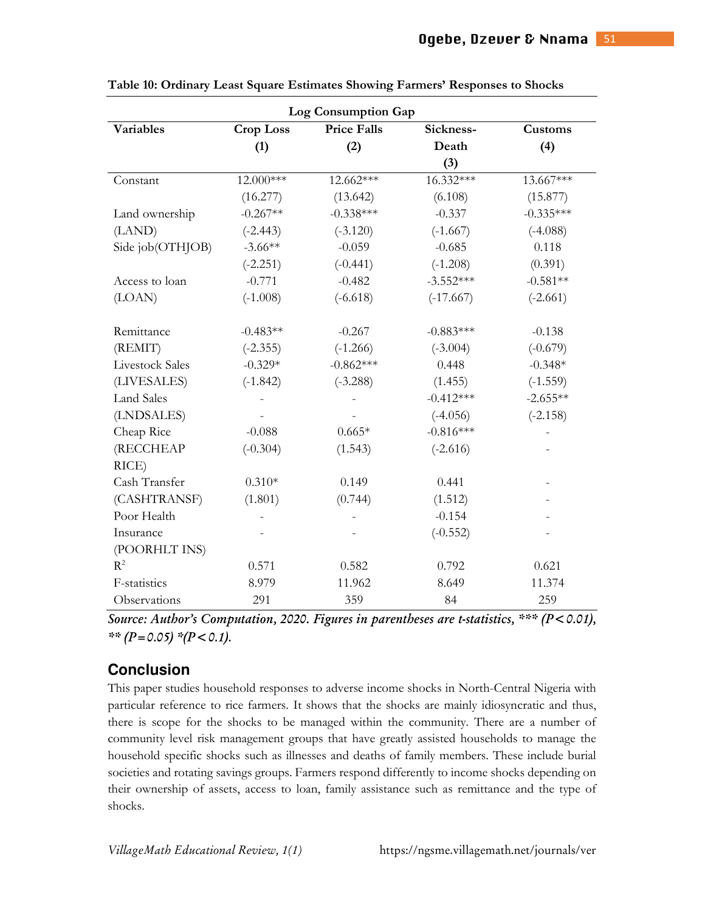**Table 10: Ordinary Least Square Estimates Showing Farmers' Responses to Shocks**

| Log Consumption Gap | | | | |
|---|---|---|---|---|
| **Variables** | **Crop Loss (1)** | **Price Falls (2)** | **Sickness-Death (3)** | **Customs (4)** |
| Constant | 12.000*** | 12.662*** | 16.332*** | 13.667*** |
| | (16.277) | (13.642) | (6.108) | (15.877) |
| Land ownership (LAND) | -0.267** | -0.338*** | -0.337 | -0.335*** |
| | (-2.443) | (-3.120) | (-1.667) | (-4.088) |
| Side job(OTHJOB) | -3.66** | -0.059 | -0.685 | 0.118 |
| | (-2.251) | (-0.441) | (-1.208) | (0.391) |
| Access to loan (LOAN) | -0.771 | -0.482 | -3.552*** | -0.581** |
| | (-1.008) | (-6.618) | (-17.667) | (-2.661) |
| Remittance (REMIT) | -0.483** | -0.267 | -0.883*** | -0.138 |
| | (-2.355) | (-1.266) | (-3.004) | (-0.679) |
| Livestock Sales (LIVESALES) | -0.329* | -0.862*** | 0.448 | -0.348* |
| | (-1.842) | (-3.288) | (1.455) | (-1.559) |
| Land Sales (LNDSALES) | - | - | -0.412*** | -2.655** |
| | - | - | (-4.056) | (-2.158) |
| Cheap Rice (RECCHEAP RICE) | -0.088 | 0.665* | -0.816*** | - |
| | (-0.304) | (1.543) | (-2.616) | - |
| Cash Transfer (CASHTRANSF) | 0.310* | 0.149 | 0.441 | - |
| | (1.801) | (0.744) | (1.512) | - |
| Poor Health Insurance (POORHLT INS) | - | - | -0.154 | - |
| | - | - | (-0.552) | - |
| $R^2$ | 0.571 | 0.582 | 0.792 | 0.621 |
| F-statistics | 8.979 | 11.962 | 8.649 | 11.374 |
| Observations | 291 | 359 | 84 | 259 |

*Source: Author's Computation, 2020. Figures in parentheses are t-statistics, \*\*\* (P<0.01), \*\* (P=0.05) \*(P<0.1).*

## Conclusion

This paper studies household responses to adverse income shocks in North-Central Nigeria with particular reference to rice farmers. It shows that the shocks are mainly idiosyncratic and thus, there is scope for the shocks to be managed within the community. There are a number of community level risk management groups that have greatly assisted households to manage the household specific shocks such as illnesses and deaths of family members. These include burial societies and rotating savings groups. Farmers respond differently to income shocks depending on their ownership of assets, access to loan, family assistance such as remittance and the type of shocks.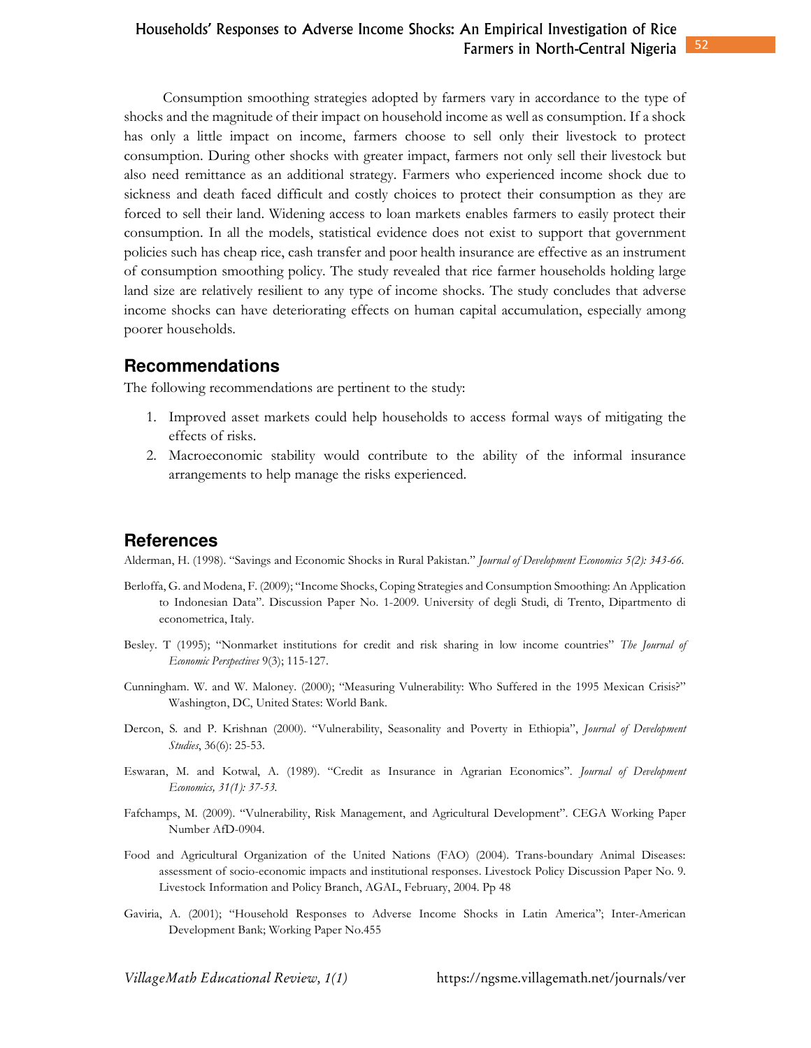Consumption smoothing strategies adopted by farmers vary in accordance to the type of shocks and the magnitude of their impact on household income as well as consumption. If a shock has only a little impact on income, farmers choose to sell only their livestock to protect consumption. During other shocks with greater impact, farmers not only sell their livestock but also need remittance as an additional strategy. Farmers who experienced income shock due to sickness and death faced difficult and costly choices to protect their consumption as they are forced to sell their land. Widening access to loan markets enables farmers to easily protect their consumption. In all the models, statistical evidence does not exist to support that government policies such has cheap rice, cash transfer and poor health insurance are effective as an instrument of consumption smoothing policy. The study revealed that rice farmer households holding large land size are relatively resilient to any type of income shocks. The study concludes that adverse income shocks can have deteriorating effects on human capital accumulation, especially among poorer households.

## Recommendations

The following recommendations are pertinent to the study:

1. Improved asset markets could help households to access formal ways of mitigating the effects of risks.
2. Macroeconomic stability would contribute to the ability of the informal insurance arrangements to help manage the risks experienced.

## References

Alderman, H. (1998). "Savings and Economic Shocks in Rural Pakistan." *Journal of Development Economics 5(2): 343-66.*

Berloffa, G. and Modena, F. (2009); "Income Shocks, Coping Strategies and Consumption Smoothing: An Application to Indonesian Data". Discussion Paper No. 1-2009. University of degli Studi, di Trento, Dipartmento di econometrica, Italy.

Besley. T (1995); "Nonmarket institutions for credit and risk sharing in low income countries" *The Journal of Economic Perspectives* 9(3); 115-127.

Cunningham. W. and W. Maloney. (2000); "Measuring Vulnerability: Who Suffered in the 1995 Mexican Crisis?" Washington, DC, United States: World Bank.

Dercon, S. and P. Krishnan (2000). "Vulnerability, Seasonality and Poverty in Ethiopia", *Journal of Development Studies*, 36(6): 25-53.

Eswaran, M. and Kotwal, A. (1989). "Credit as Insurance in Agrarian Economics". *Journal of Development Economics, 31(1): 37-53.*

Fafchamps, M. (2009). "Vulnerability, Risk Management, and Agricultural Development". CEGA Working Paper Number AfD-0904.

Food and Agricultural Organization of the United Nations (FAO) (2004). Trans-boundary Animal Diseases: assessment of socio-economic impacts and institutional responses. Livestock Policy Discussion Paper No. 9. Livestock Information and Policy Branch, AGAL, February, 2004. Pp 48

Gaviria, A. (2001); "Household Responses to Adverse Income Shocks in Latin America"; Inter-American Development Bank; Working Paper No.455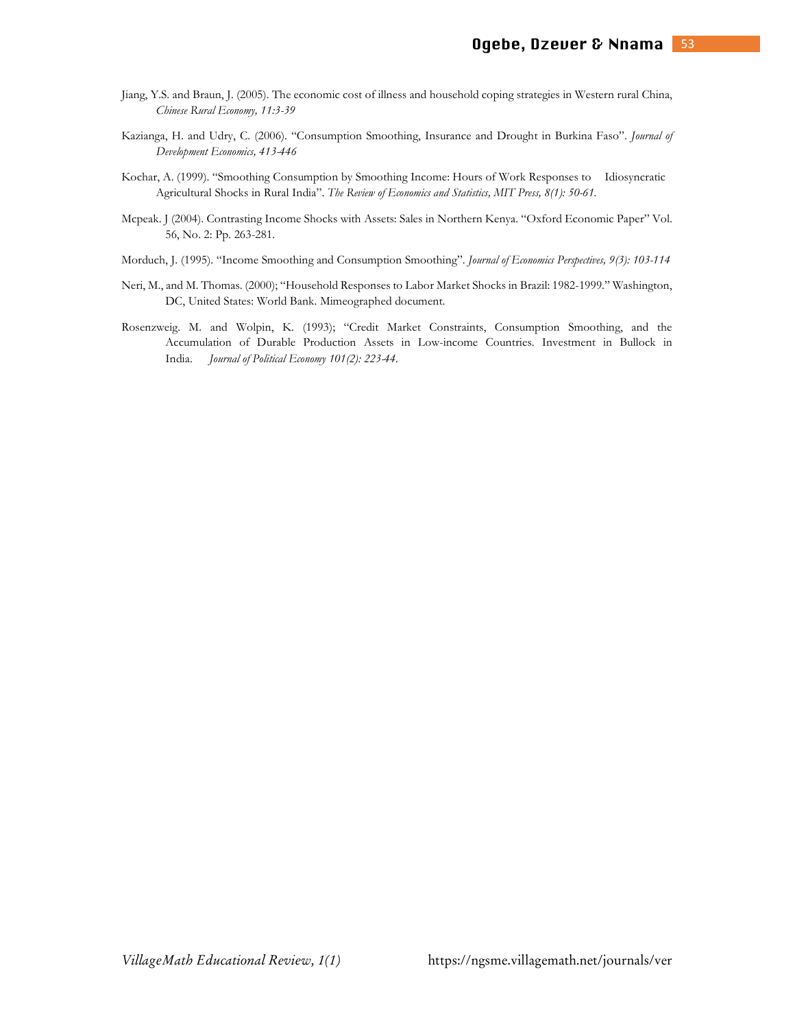Jiang, Y.S. and Braun, J. (2005). The economic cost of illness and household coping strategies in Western rural China, *Chinese Rural Economy, 11:3-39*

Kazianga, H. and Udry, C. (2006). "Consumption Smoothing, Insurance and Drought in Burkina Faso". *Journal of Development Economics, 413-446*

Kochar, A. (1999). "Smoothing Consumption by Smoothing Income: Hours of Work Responses to Idiosyncratic Agricultural Shocks in Rural India". *The Review of Economics and Statistics, MIT Press, 8(1): 50-61.*

Mcpeak. J (2004). Contrasting Income Shocks with Assets: Sales in Northern Kenya. "Oxford Economic Paper" Vol. 56, No. 2: Pp. 263-281.

Morduch, J. (1995). "Income Smoothing and Consumption Smoothing". *Journal of Economics Perspectives, 9(3): 103-114*

Neri, M., and M. Thomas. (2000); "Household Responses to Labor Market Shocks in Brazil: 1982-1999." Washington, DC, United States: World Bank. Mimeographed document.

Rosenzweig. M. and Wolpin, K. (1993); "Credit Market Constraints, Consumption Smoothing, and the Accumulation of Durable Production Assets in Low-income Countries. Investment in Bullock in India. *Journal of Political Economy 101(2): 223-44.*